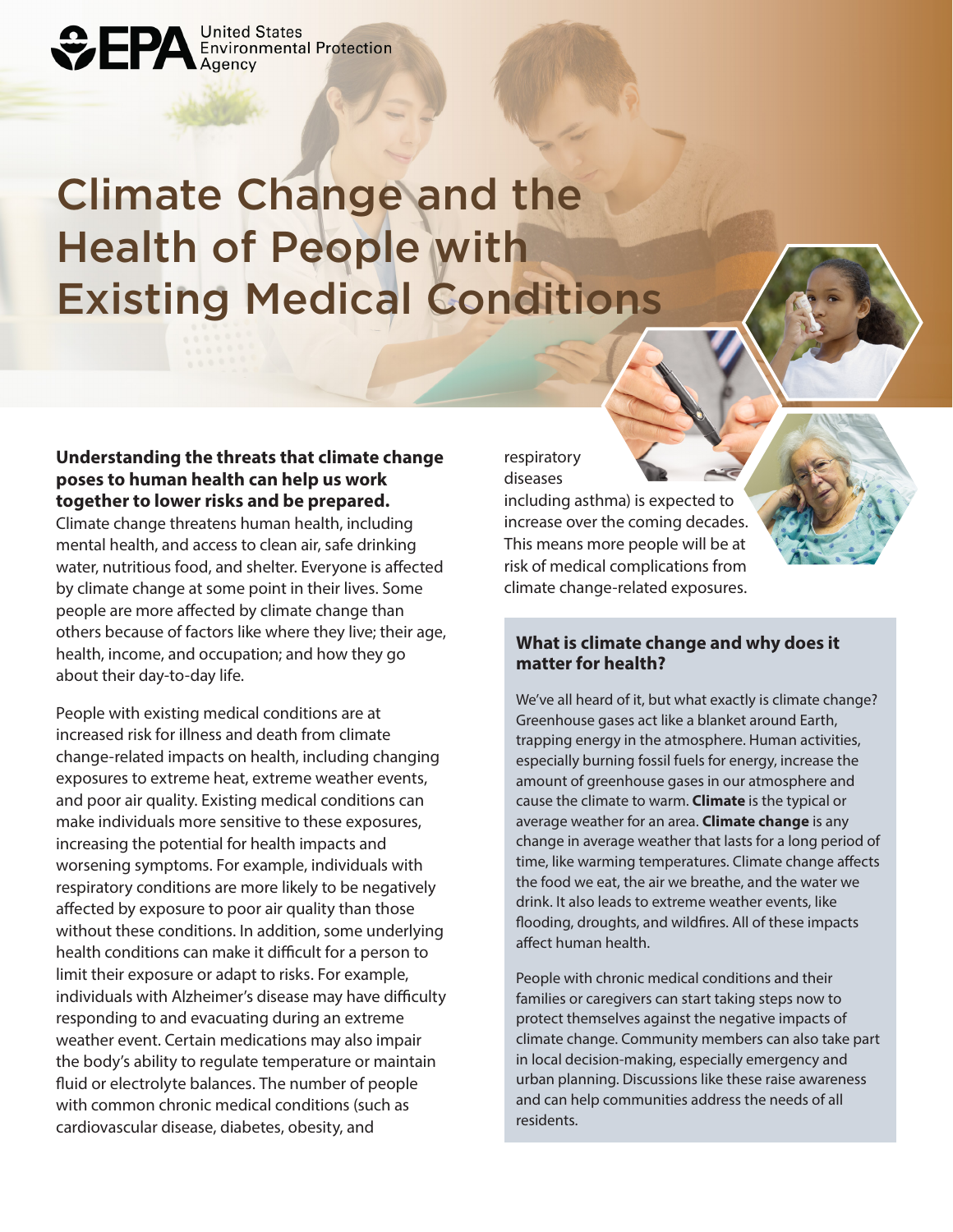United States Environmental Protection Agency

# Climate Change and the Health of People with Existing Medical Conditions

**Understanding the threats that climate change poses to human health can help us work together to lower risks and be prepared.** Climate change threatens human health, including mental health, and access to clean air, safe drinking water, nutritious food, and shelter. Everyone is affected by climate change at some point in their lives. Some people are more affected by climate change than others because of factors like where they live; their age, health, income, and occupation; and how they go about their day-to-day life.

People with existing medical conditions are at increased risk for illness and death from climate change-related impacts on health, including changing exposures to extreme heat, extreme weather events, and poor air quality. Existing medical conditions can make individuals more sensitive to these exposures, increasing the potential for health impacts and worsening symptoms. For example, individuals with respiratory conditions are more likely to be negatively affected by exposure to poor air quality than those without these conditions. In addition, some underlying health conditions can make it difficult for a person to limit their exposure or adapt to risks. For example, individuals with Alzheimer's disease may have difficulty responding to and evacuating during an extreme weather event. Certain medications may also impair the body's ability to regulate temperature or maintain fluid or electrolyte balances. The number of people with common chronic medical conditions (such as cardiovascular disease, diabetes, obesity, and respiratory diseases including asthma) is expected to increase over the coming decades. This means more people will be at risk of medical complications from climate change-related exposures.

## What is climate change and why does it matter for health?

We've all heard of it, but what exactly is climate change? Greenhouse gases act like a blanket around Earth, trapping energy in the atmosphere. Human activities, especially burning fossil fuels for energy, increase the amount of greenhouse gases in our atmosphere and cause the climate to warm. **Climate** is the typical or average weather for an area. **Climate change** is any change in average weather that lasts for a long period of time, like warming temperatures. Climate change affects the food we eat, the air we breathe, and the water we drink. It also leads to extreme weather events, like flooding, droughts, and wildfires. All of these impacts affect human health.

People with chronic medical conditions and their families or caregivers can start taking steps now to protect themselves against the negative impacts of climate change. Community members can also take part in local decision-making, especially emergency and urban planning. Discussions like these raise awareness and can help communities address the needs of all residents.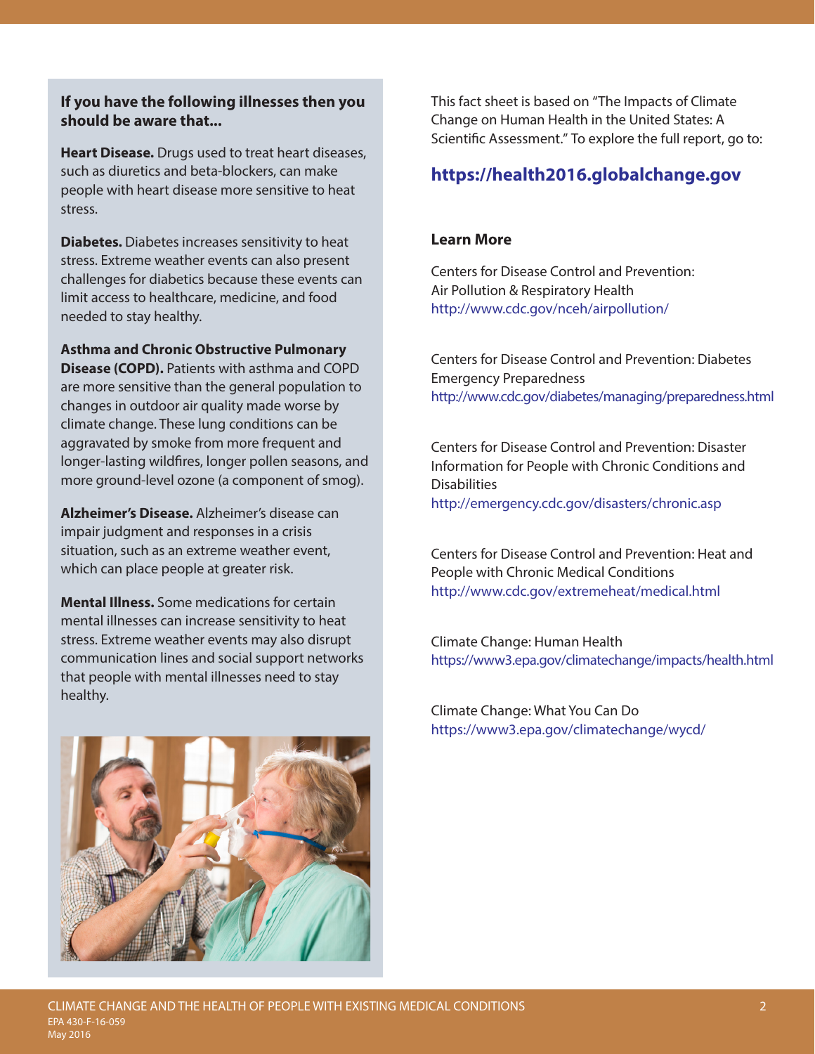**If you have the following illnesses then you should be aware that...**

**Heart Disease.** Drugs used to treat heart diseases, such as diuretics and beta-blockers, can make people with heart disease more sensitive to heat stress.

**Diabetes.** Diabetes increases sensitivity to heat stress. Extreme weather events can also present challenges for diabetics because these events can limit access to healthcare, medicine, and food needed to stay healthy.

**Asthma and Chronic Obstructive Pulmonary Disease (COPD).** Patients with asthma and COPD are more sensitive than the general population to changes in outdoor air quality made worse by climate change. These lung conditions can be aggravated by smoke from more frequent and longer-lasting wildfires, longer pollen seasons, and more ground-level ozone (a component of smog).

**Alzheimer's Disease.** Alzheimer's disease can impair judgment and responses in a crisis situation, such as an extreme weather event, which can place people at greater risk.

**Mental Illness.** Some medications for certain mental illnesses can increase sensitivity to heat stress. Extreme weather events may also disrupt communication lines and social support networks that people with mental illnesses need to stay healthy.

This fact sheet is based on "The Impacts of Climate Change on Human Health in the United States: A Scientific Assessment." To explore the full report, go to:

**https://health2016.globalchange.gov**

### Learn More

Centers for Disease Control and Prevention: Air Pollution & Respiratory Health
http://www.cdc.gov/nceh/airpollution/

Centers for Disease Control and Prevention: Diabetes Emergency Preparedness
http://www.cdc.gov/diabetes/managing/preparedness.html

Centers for Disease Control and Prevention: Disaster Information for People with Chronic Conditions and Disabilities
http://emergency.cdc.gov/disasters/chronic.asp

Centers for Disease Control and Prevention: Heat and People with Chronic Medical Conditions
http://www.cdc.gov/extremeheat/medical.html

Climate Change: Human Health
https://www3.epa.gov/climatechange/impacts/health.html

Climate Change: What You Can Do
https://www3.epa.gov/climatechange/wycd/

CLIMATE CHANGE AND THE HEALTH OF PEOPLE WITH EXISTING MEDICAL CONDITIONS
EPA 430-F-16-059
May 2016